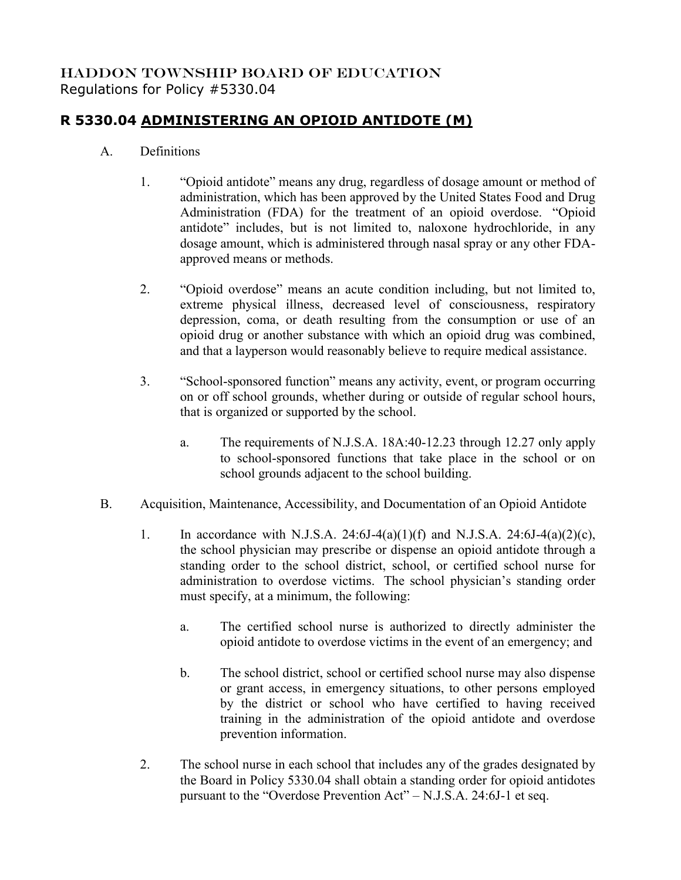HADDON TOWNSHIP BOARD OF EDUCATION
Regulations for Policy #5330.04

# R 5330.04 ADMINISTERING AN OPIOID ANTIDOTE (M)

A. Definitions

1. "Opioid antidote" means any drug, regardless of dosage amount or method of administration, which has been approved by the United States Food and Drug Administration (FDA) for the treatment of an opioid overdose. "Opioid antidote" includes, but is not limited to, naloxone hydrochloride, in any dosage amount, which is administered through nasal spray or any other FDA-approved means or methods.

2. "Opioid overdose" means an acute condition including, but not limited to, extreme physical illness, decreased level of consciousness, respiratory depression, coma, or death resulting from the consumption or use of an opioid drug or another substance with which an opioid drug was combined, and that a layperson would reasonably believe to require medical assistance.

3. "School-sponsored function" means any activity, event, or program occurring on or off school grounds, whether during or outside of regular school hours, that is organized or supported by the school.

    a. The requirements of N.J.S.A. 18A:40-12.23 through 12.27 only apply to school-sponsored functions that take place in the school or on school grounds adjacent to the school building.

B. Acquisition, Maintenance, Accessibility, and Documentation of an Opioid Antidote

1. In accordance with N.J.S.A. 24:6J-4(a)(1)(f) and N.J.S.A. 24:6J-4(a)(2)(c), the school physician may prescribe or dispense an opioid antidote through a standing order to the school district, school, or certified school nurse for administration to overdose victims. The school physician's standing order must specify, at a minimum, the following:

    a. The certified school nurse is authorized to directly administer the opioid antidote to overdose victims in the event of an emergency; and

    b. The school district, school or certified school nurse may also dispense or grant access, in emergency situations, to other persons employed by the district or school who have certified to having received training in the administration of the opioid antidote and overdose prevention information.

2. The school nurse in each school that includes any of the grades designated by the Board in Policy 5330.04 shall obtain a standing order for opioid antidotes pursuant to the "Overdose Prevention Act" – N.J.S.A. 24:6J-1 et seq.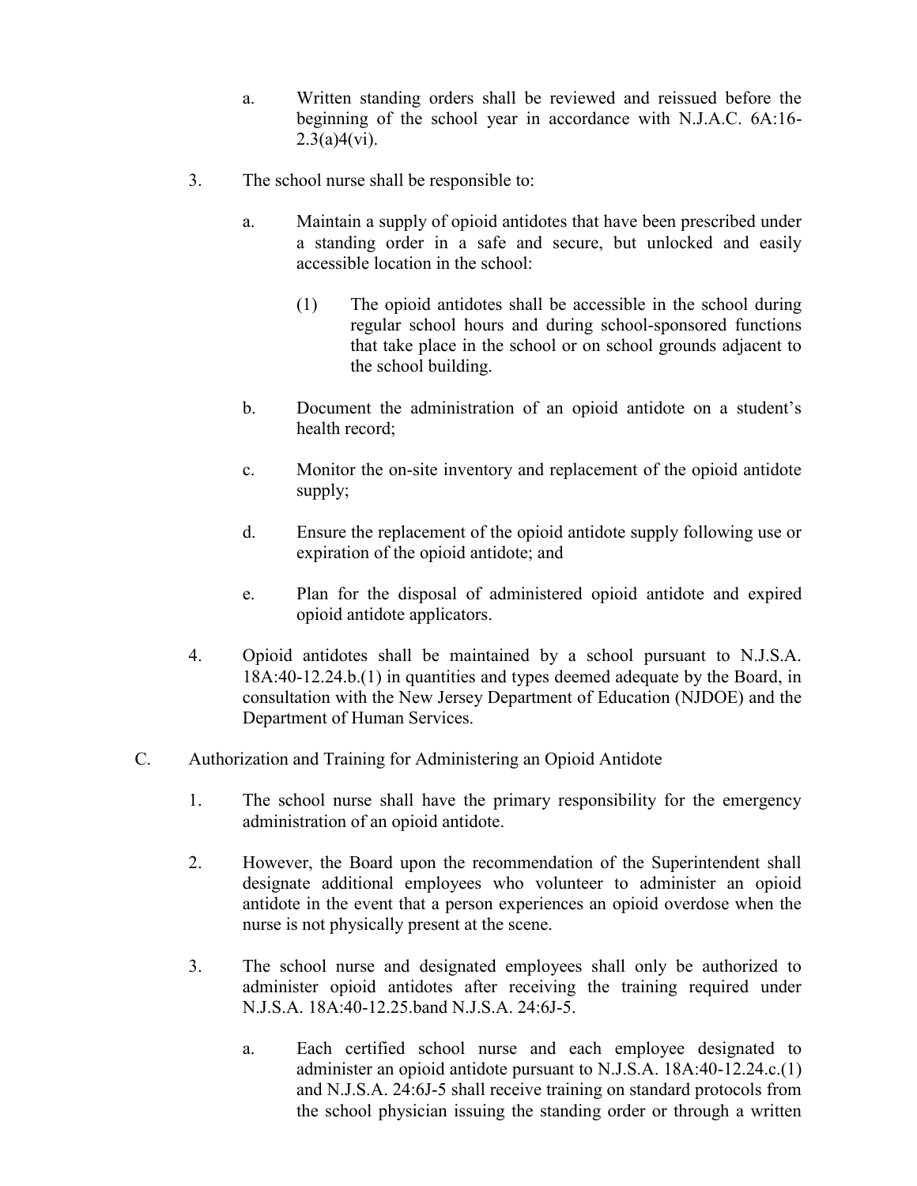a. Written standing orders shall be reviewed and reissued before the beginning of the school year in accordance with N.J.A.C. 6A:16-2.3(a)4(vi).

3. The school nurse shall be responsible to:

   a. Maintain a supply of opioid antidotes that have been prescribed under a standing order in a safe and secure, but unlocked and easily accessible location in the school:

      (1) The opioid antidotes shall be accessible in the school during regular school hours and during school-sponsored functions that take place in the school or on school grounds adjacent to the school building.

   b. Document the administration of an opioid antidote on a student's health record;

   c. Monitor the on-site inventory and replacement of the opioid antidote supply;

   d. Ensure the replacement of the opioid antidote supply following use or expiration of the opioid antidote; and

   e. Plan for the disposal of administered opioid antidote and expired opioid antidote applicators.

4. Opioid antidotes shall be maintained by a school pursuant to N.J.S.A. 18A:40-12.24.b.(1) in quantities and types deemed adequate by the Board, in consultation with the New Jersey Department of Education (NJDOE) and the Department of Human Services.

C. Authorization and Training for Administering an Opioid Antidote

1. The school nurse shall have the primary responsibility for the emergency administration of an opioid antidote.

2. However, the Board upon the recommendation of the Superintendent shall designate additional employees who volunteer to administer an opioid antidote in the event that a person experiences an opioid overdose when the nurse is not physically present at the scene.

3. The school nurse and designated employees shall only be authorized to administer opioid antidotes after receiving the training required under N.J.S.A. 18A:40-12.25.band N.J.S.A. 24:6J-5.

   a. Each certified school nurse and each employee designated to administer an opioid antidote pursuant to N.J.S.A. 18A:40-12.24.c.(1) and N.J.S.A. 24:6J-5 shall receive training on standard protocols from the school physician issuing the standing order or through a written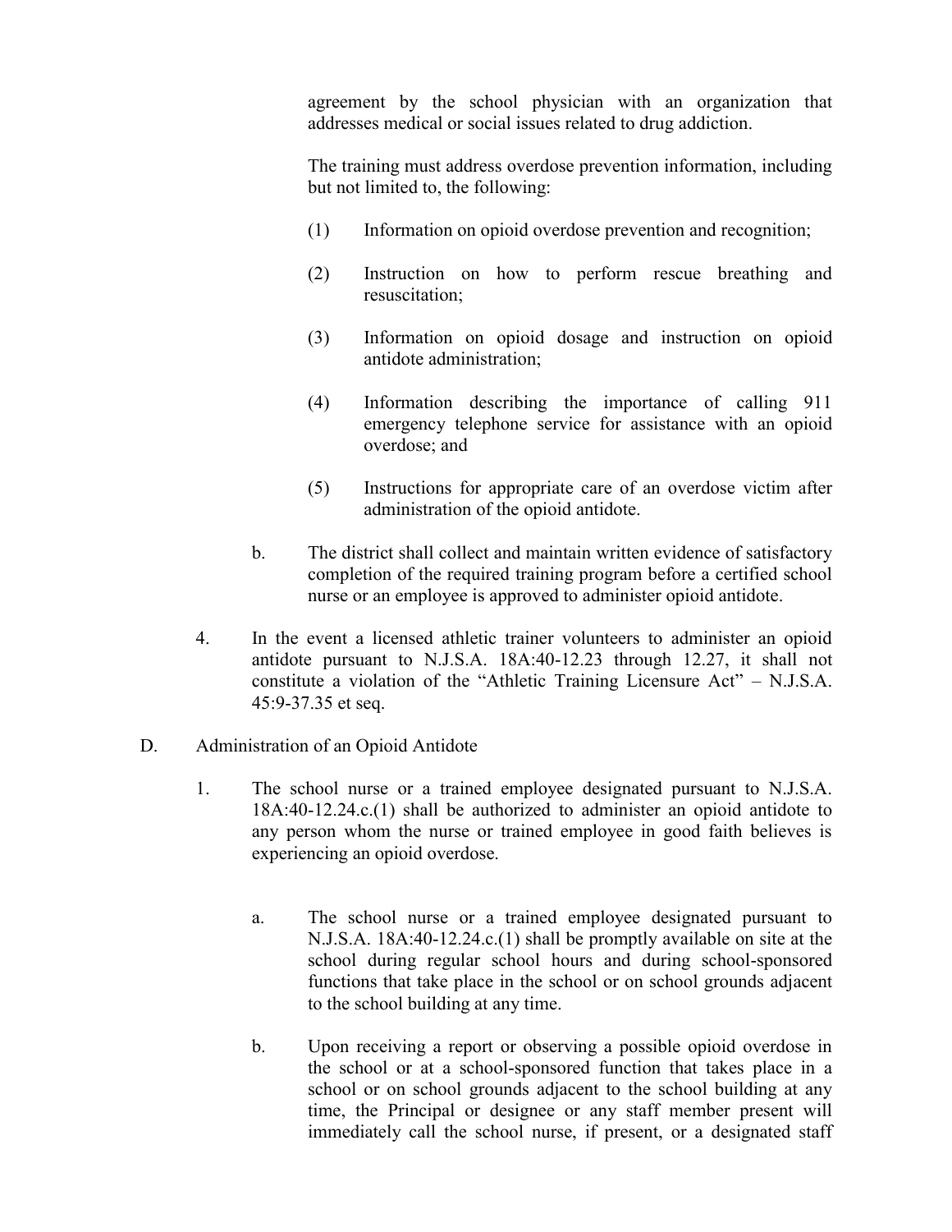agreement by the school physician with an organization that addresses medical or social issues related to drug addiction.

The training must address overdose prevention information, including but not limited to, the following:

(1) Information on opioid overdose prevention and recognition;

(2) Instruction on how to perform rescue breathing and resuscitation;

(3) Information on opioid dosage and instruction on opioid antidote administration;

(4) Information describing the importance of calling 911 emergency telephone service for assistance with an opioid overdose; and

(5) Instructions for appropriate care of an overdose victim after administration of the opioid antidote.

b. The district shall collect and maintain written evidence of satisfactory completion of the required training program before a certified school nurse or an employee is approved to administer opioid antidote.

4. In the event a licensed athletic trainer volunteers to administer an opioid antidote pursuant to N.J.S.A. 18A:40-12.23 through 12.27, it shall not constitute a violation of the "Athletic Training Licensure Act" – N.J.S.A. 45:9-37.35 et seq.

D. Administration of an Opioid Antidote

1. The school nurse or a trained employee designated pursuant to N.J.S.A. 18A:40-12.24.c.(1) shall be authorized to administer an opioid antidote to any person whom the nurse or trained employee in good faith believes is experiencing an opioid overdose.

a. The school nurse or a trained employee designated pursuant to N.J.S.A. 18A:40-12.24.c.(1) shall be promptly available on site at the school during regular school hours and during school-sponsored functions that take place in the school or on school grounds adjacent to the school building at any time.

b. Upon receiving a report or observing a possible opioid overdose in the school or at a school-sponsored function that takes place in a school or on school grounds adjacent to the school building at any time, the Principal or designee or any staff member present will immediately call the school nurse, if present, or a designated staff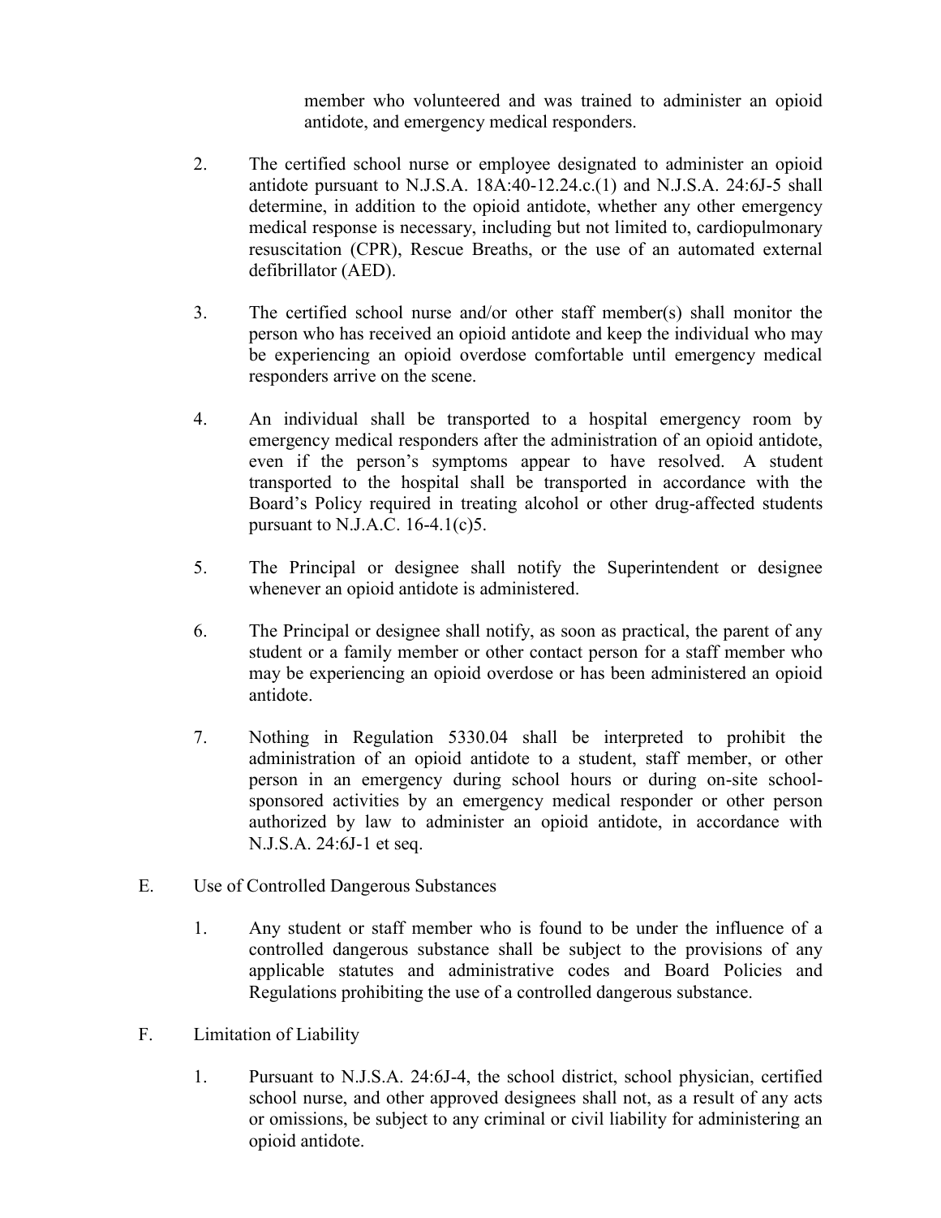member who volunteered and was trained to administer an opioid antidote, and emergency medical responders.

2. The certified school nurse or employee designated to administer an opioid antidote pursuant to N.J.S.A. 18A:40-12.24.c.(1) and N.J.S.A. 24:6J-5 shall determine, in addition to the opioid antidote, whether any other emergency medical response is necessary, including but not limited to, cardiopulmonary resuscitation (CPR), Rescue Breaths, or the use of an automated external defibrillator (AED).

3. The certified school nurse and/or other staff member(s) shall monitor the person who has received an opioid antidote and keep the individual who may be experiencing an opioid overdose comfortable until emergency medical responders arrive on the scene.

4. An individual shall be transported to a hospital emergency room by emergency medical responders after the administration of an opioid antidote, even if the person's symptoms appear to have resolved. A student transported to the hospital shall be transported in accordance with the Board's Policy required in treating alcohol or other drug-affected students pursuant to N.J.A.C. 16-4.1(c)5.

5. The Principal or designee shall notify the Superintendent or designee whenever an opioid antidote is administered.

6. The Principal or designee shall notify, as soon as practical, the parent of any student or a family member or other contact person for a staff member who may be experiencing an opioid overdose or has been administered an opioid antidote.

7. Nothing in Regulation 5330.04 shall be interpreted to prohibit the administration of an opioid antidote to a student, staff member, or other person in an emergency during school hours or during on-site school-sponsored activities by an emergency medical responder or other person authorized by law to administer an opioid antidote, in accordance with N.J.S.A. 24:6J-1 et seq.

E. Use of Controlled Dangerous Substances

1. Any student or staff member who is found to be under the influence of a controlled dangerous substance shall be subject to the provisions of any applicable statutes and administrative codes and Board Policies and Regulations prohibiting the use of a controlled dangerous substance.

F. Limitation of Liability

1. Pursuant to N.J.S.A. 24:6J-4, the school district, school physician, certified school nurse, and other approved designees shall not, as a result of any acts or omissions, be subject to any criminal or civil liability for administering an opioid antidote.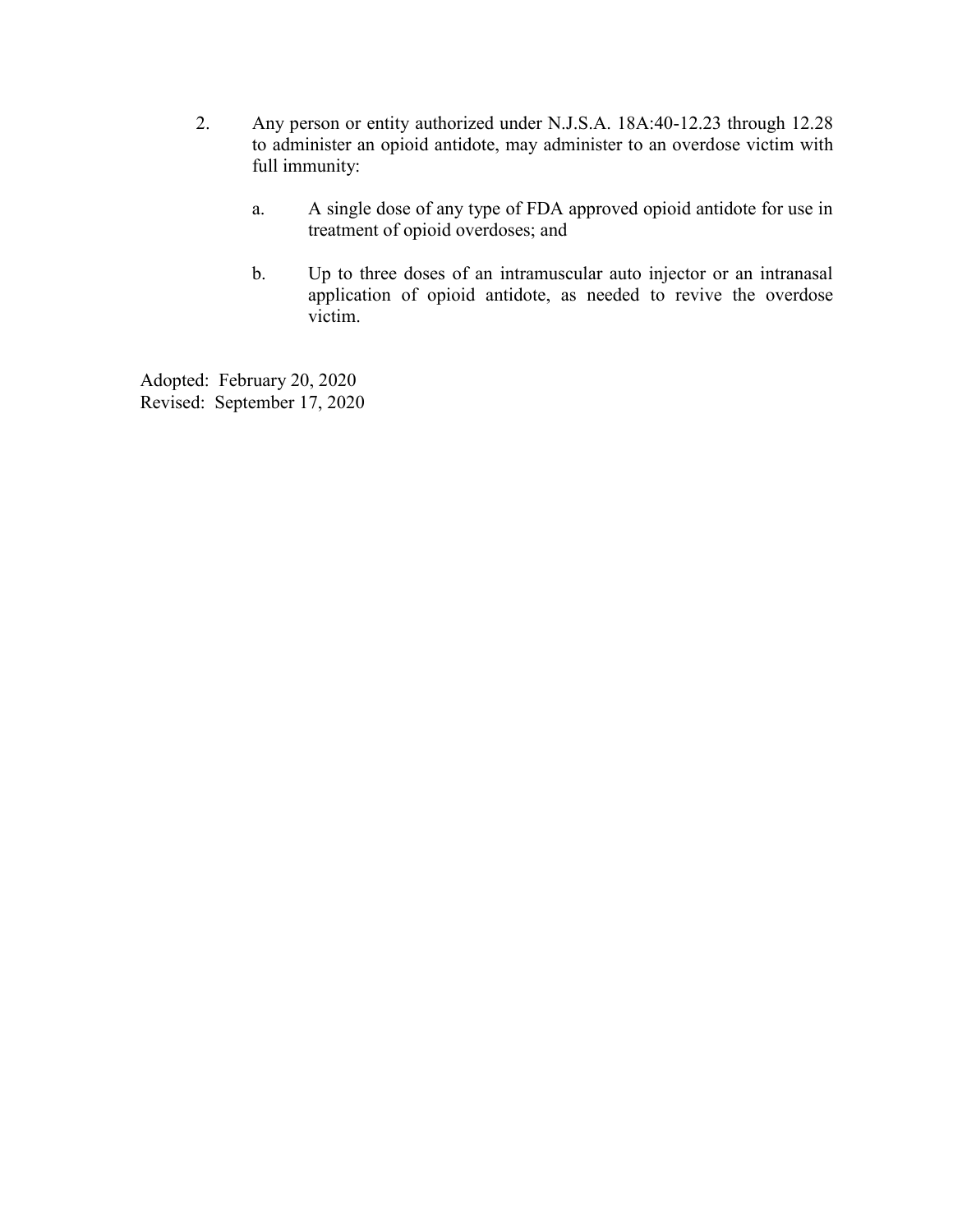2. Any person or entity authorized under N.J.S.A. 18A:40-12.23 through 12.28 to administer an opioid antidote, may administer to an overdose victim with full immunity:

    a. A single dose of any type of FDA approved opioid antidote for use in treatment of opioid overdoses; and

    b. Up to three doses of an intramuscular auto injector or an intranasal application of opioid antidote, as needed to revive the overdose victim.

Adopted: February 20, 2020
Revised: September 17, 2020